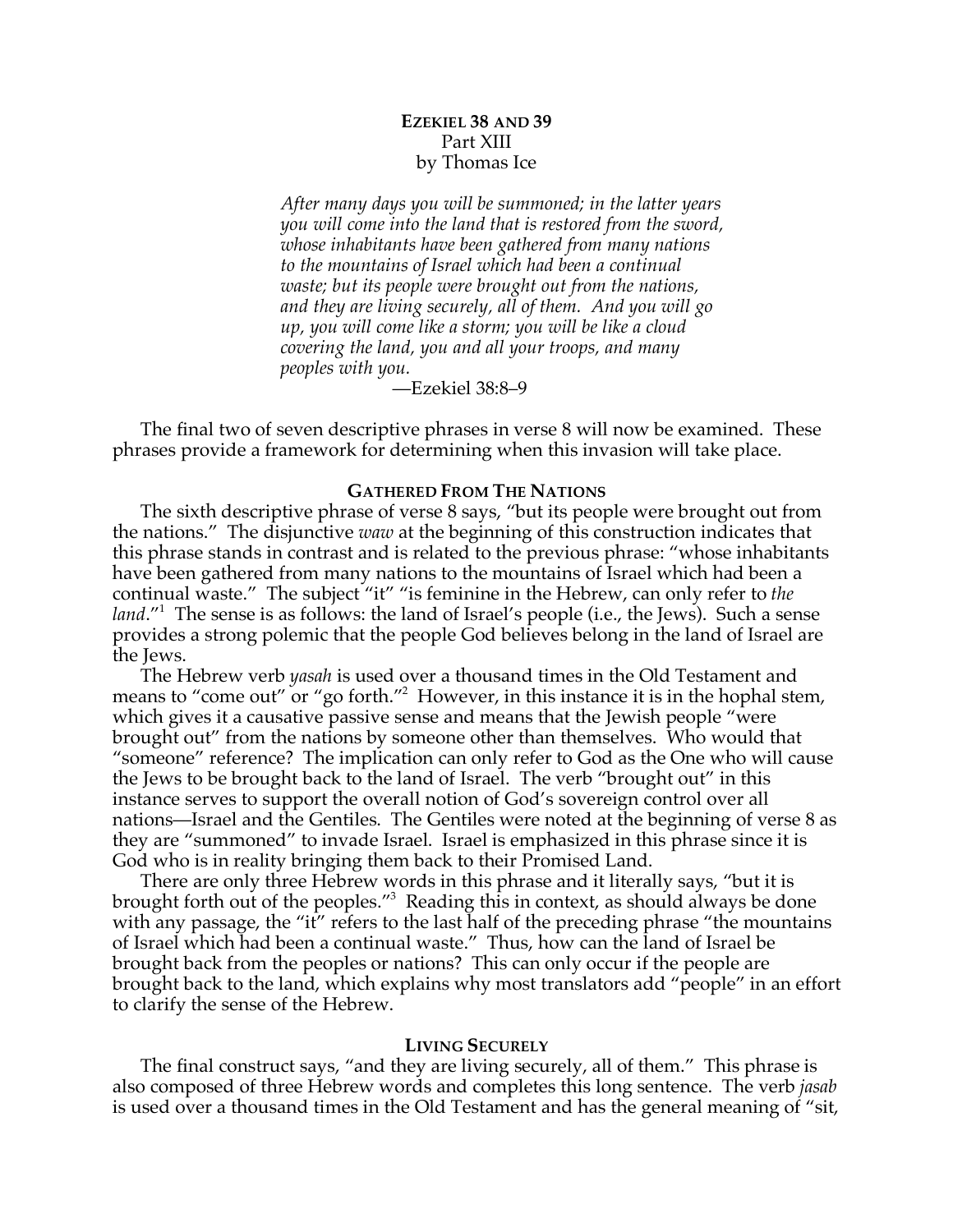# EZEKIEL 38 AND 39

Part XIII

by Thomas Ice

> *After many days you will be summoned; in the latter years you will come into the land that is restored from the sword, whose inhabitants have been gathered from many nations to the mountains of Israel which had been a continual waste; but its people were brought out from the nations, and they are living securely, all of them. And you will go up, you will come like a storm; you will be like a cloud covering the land, you and all your troops, and many peoples with you.*
>
> —Ezekiel 38:8–9

The final two of seven descriptive phrases in verse 8 will now be examined. These phrases provide a framework for determining when this invasion will take place.

## GATHERED FROM THE NATIONS

The sixth descriptive phrase of verse 8 says, "but its people were brought out from the nations." The disjunctive *waw* at the beginning of this construction indicates that this phrase stands in contrast and is related to the previous phrase: "whose inhabitants have been gathered from many nations to the mountains of Israel which had been a continual waste." The subject "it" "is feminine in the Hebrew, can only refer to *the land*."[1] The sense is as follows: the land of Israel's people (i.e., the Jews). Such a sense provides a strong polemic that the people God believes belong in the land of Israel are the Jews.

The Hebrew verb *yasah* is used over a thousand times in the Old Testament and means to "come out" or "go forth."[2] However, in this instance it is in the hophal stem, which gives it a causative passive sense and means that the Jewish people "were brought out" from the nations by someone other than themselves. Who would that "someone" reference? The implication can only refer to God as the One who will cause the Jews to be brought back to the land of Israel. The verb "brought out" in this instance serves to support the overall notion of God's sovereign control over all nations—Israel and the Gentiles. The Gentiles were noted at the beginning of verse 8 as they are "summoned" to invade Israel. Israel is emphasized in this phrase since it is God who is in reality bringing them back to their Promised Land.

There are only three Hebrew words in this phrase and it literally says, "but it is brought forth out of the peoples."[3] Reading this in context, as should always be done with any passage, the "it" refers to the last half of the preceding phrase "the mountains of Israel which had been a continual waste." Thus, how can the land of Israel be brought back from the peoples or nations? This can only occur if the people are brought back to the land, which explains why most translators add "people" in an effort to clarify the sense of the Hebrew.

## LIVING SECURELY

The final construct says, "and they are living securely, all of them." This phrase is also composed of three Hebrew words and completes this long sentence. The verb *jasab* is used over a thousand times in the Old Testament and has the general meaning of "sit,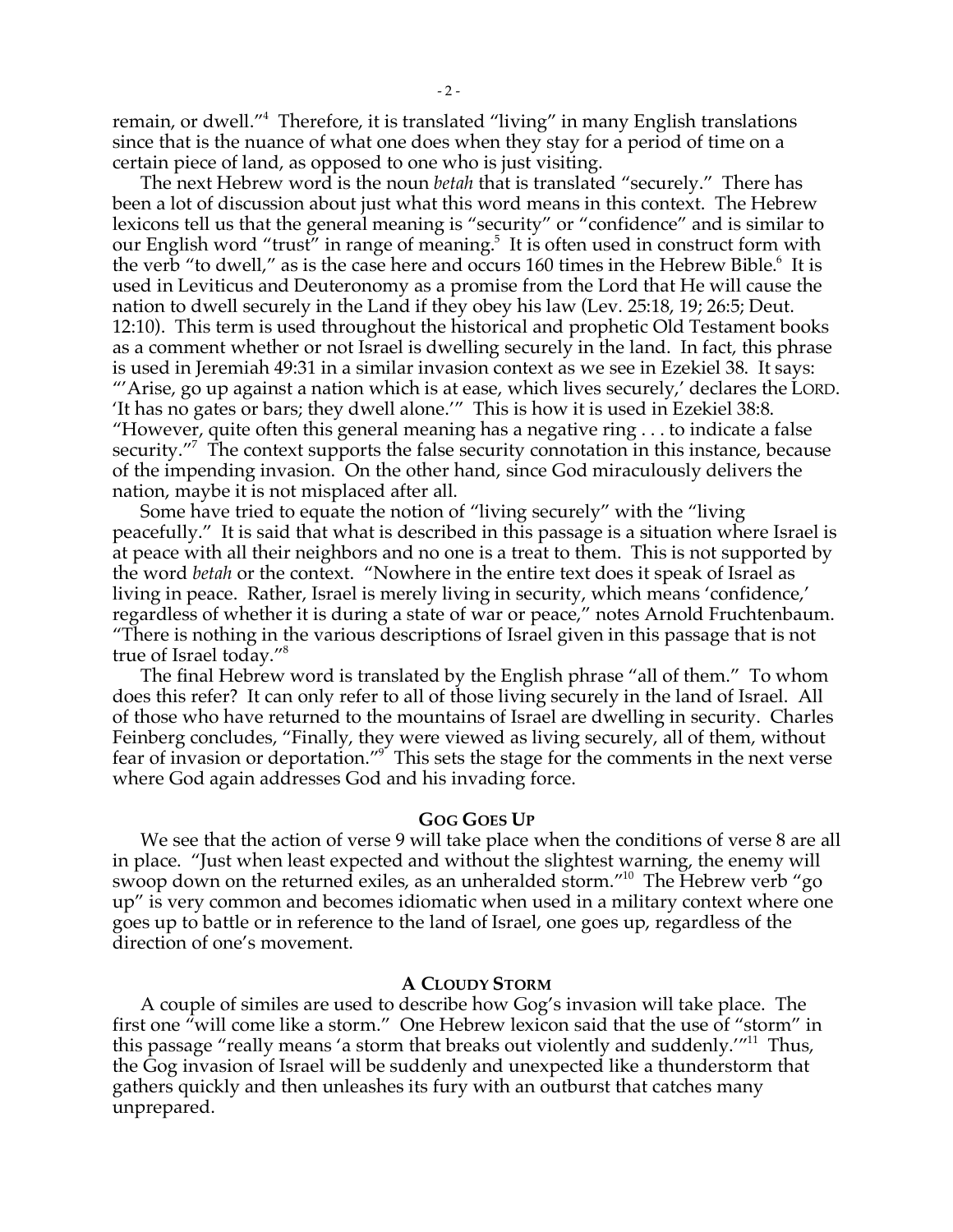remain, or dwell."[4] Therefore, it is translated "living" in many English translations since that is the nuance of what one does when they stay for a period of time on a certain piece of land, as opposed to one who is just visiting.

The next Hebrew word is the noun *betah* that is translated "securely." There has been a lot of discussion about just what this word means in this context. The Hebrew lexicons tell us that the general meaning is "security" or "confidence" and is similar to our English word "trust" in range of meaning.[5] It is often used in construct form with the verb "to dwell," as is the case here and occurs 160 times in the Hebrew Bible.[6] It is used in Leviticus and Deuteronomy as a promise from the Lord that He will cause the nation to dwell securely in the Land if they obey his law (Lev. 25:18, 19; 26:5; Deut. 12:10). This term is used throughout the historical and prophetic Old Testament books as a comment whether or not Israel is dwelling securely in the land. In fact, this phrase is used in Jeremiah 49:31 in a similar invasion context as we see in Ezekiel 38. It says: "'Arise, go up against a nation which is at ease, which lives securely,' declares the LORD. 'It has no gates or bars; they dwell alone.'" This is how it is used in Ezekiel 38:8. "However, quite often this general meaning has a negative ring . . . to indicate a false security."[7] The context supports the false security connotation in this instance, because of the impending invasion. On the other hand, since God miraculously delivers the nation, maybe it is not misplaced after all.

Some have tried to equate the notion of "living securely" with the "living peacefully." It is said that what is described in this passage is a situation where Israel is at peace with all their neighbors and no one is a treat to them. This is not supported by the word *betah* or the context. "Nowhere in the entire text does it speak of Israel as living in peace. Rather, Israel is merely living in security, which means 'confidence,' regardless of whether it is during a state of war or peace," notes Arnold Fruchtenbaum. "There is nothing in the various descriptions of Israel given in this passage that is not true of Israel today."[8]

The final Hebrew word is translated by the English phrase "all of them." To whom does this refer? It can only refer to all of those living securely in the land of Israel. All of those who have returned to the mountains of Israel are dwelling in security. Charles Feinberg concludes, "Finally, they were viewed as living securely, all of them, without fear of invasion or deportation."[9] This sets the stage for the comments in the next verse where God again addresses God and his invading force.

## GOG GOES UP

We see that the action of verse 9 will take place when the conditions of verse 8 are all in place. "Just when least expected and without the slightest warning, the enemy will swoop down on the returned exiles, as an unheralded storm."[10] The Hebrew verb "go up" is very common and becomes idiomatic when used in a military context where one goes up to battle or in reference to the land of Israel, one goes up, regardless of the direction of one's movement.

## A CLOUDY STORM

A couple of similes are used to describe how Gog's invasion will take place. The first one "will come like a storm." One Hebrew lexicon said that the use of "storm" in this passage "really means 'a storm that breaks out violently and suddenly.'"[11] Thus, the Gog invasion of Israel will be suddenly and unexpected like a thunderstorm that gathers quickly and then unleashes its fury with an outburst that catches many unprepared.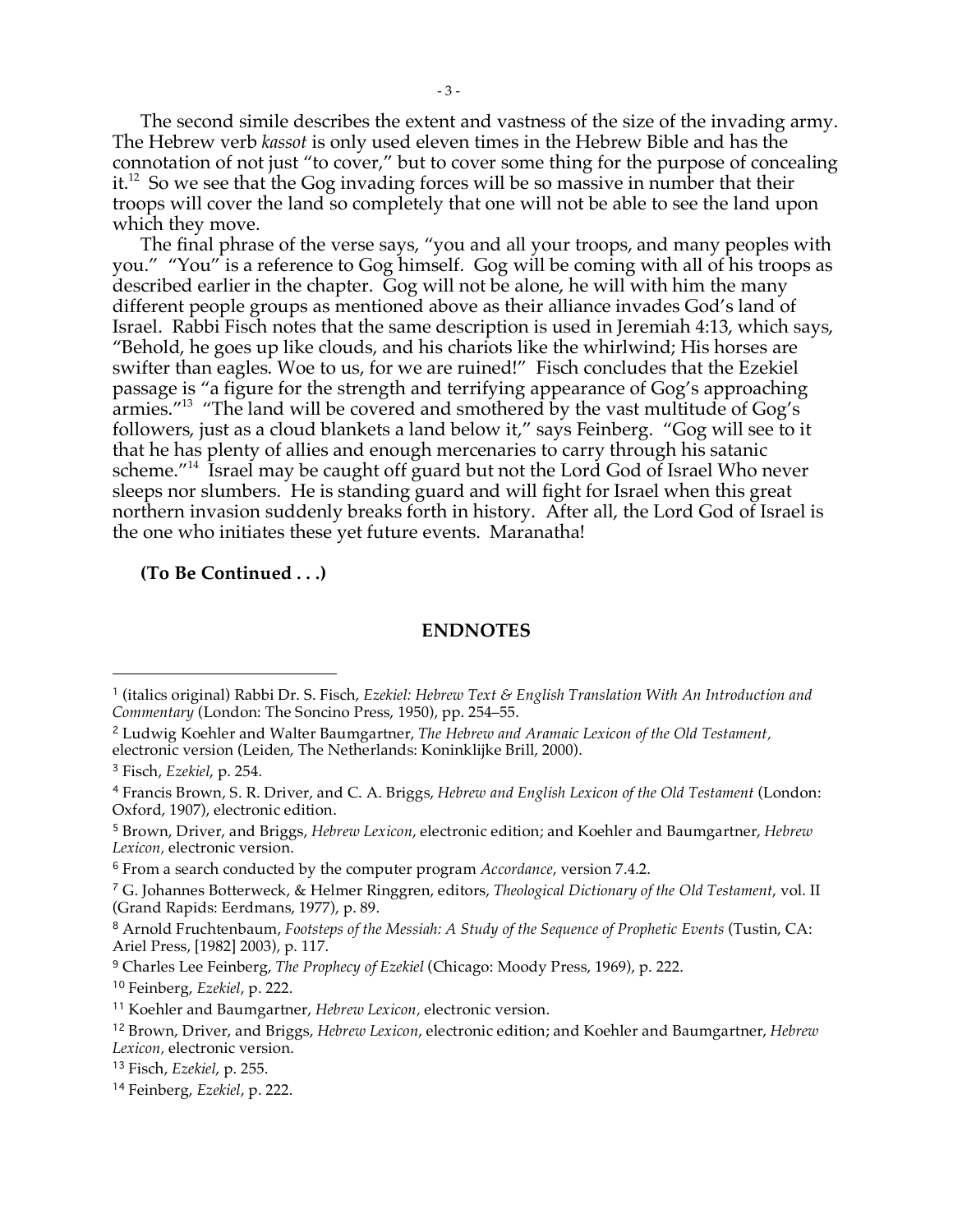The second simile describes the extent and vastness of the size of the invading army. The Hebrew verb *kassot* is only used eleven times in the Hebrew Bible and has the connotation of not just "to cover," but to cover some thing for the purpose of concealing it.[12] So we see that the Gog invading forces will be so massive in number that their troops will cover the land so completely that one will not be able to see the land upon which they move.

The final phrase of the verse says, "you and all your troops, and many peoples with you." "You" is a reference to Gog himself. Gog will be coming with all of his troops as described earlier in the chapter. Gog will not be alone, he will with him the many different people groups as mentioned above as their alliance invades God's land of Israel. Rabbi Fisch notes that the same description is used in Jeremiah 4:13, which says, "Behold, he goes up like clouds, and his chariots like the whirlwind; His horses are swifter than eagles. Woe to us, for we are ruined!" Fisch concludes that the Ezekiel passage is "a figure for the strength and terrifying appearance of Gog's approaching armies."[13] "The land will be covered and smothered by the vast multitude of Gog's followers, just as a cloud blankets a land below it," says Feinberg. "Gog will see to it that he has plenty of allies and enough mercenaries to carry through his satanic scheme."[14] Israel may be caught off guard but not the Lord God of Israel Who never sleeps nor slumbers. He is standing guard and will fight for Israel when this great northern invasion suddenly breaks forth in history. After all, the Lord God of Israel is the one who initiates these yet future events. Maranatha!

**(To Be Continued . . .)**

## ENDNOTES

[1] (italics original) Rabbi Dr. S. Fisch, *Ezekiel: Hebrew Text & English Translation With An Introduction and Commentary* (London: The Soncino Press, 1950), pp. 254–55.

[2] Ludwig Koehler and Walter Baumgartner, *The Hebrew and Aramaic Lexicon of the Old Testament,* electronic version (Leiden, The Netherlands: Koninklijke Brill, 2000).

[3] Fisch, *Ezekiel*, p. 254.

[4] Francis Brown, S. R. Driver, and C. A. Briggs, *Hebrew and English Lexicon of the Old Testament* (London: Oxford, 1907), electronic edition.

[5] Brown, Driver, and Briggs, *Hebrew Lexicon*, electronic edition; and Koehler and Baumgartner, *Hebrew Lexicon,* electronic version.

[6] From a search conducted by the computer program *Accordance*, version 7.4.2.

[7] G. Johannes Botterweck, & Helmer Ringgren, editors, *Theological Dictionary of the Old Testament*, vol. II (Grand Rapids: Eerdmans, 1977), p. 89.

[8] Arnold Fruchtenbaum, *Footsteps of the Messiah: A Study of the Sequence of Prophetic Events* (Tustin, CA: Ariel Press, [1982] 2003), p. 117.

[9] Charles Lee Feinberg, *The Prophecy of Ezekiel* (Chicago: Moody Press, 1969), p. 222.

[10] Feinberg, *Ezekiel*, p. 222.

[11] Koehler and Baumgartner, *Hebrew Lexicon,* electronic version.

[12] Brown, Driver, and Briggs, *Hebrew Lexicon*, electronic edition; and Koehler and Baumgartner, *Hebrew Lexicon,* electronic version.

[13] Fisch, *Ezekiel*, p. 255.

[14] Feinberg, *Ezekiel*, p. 222.